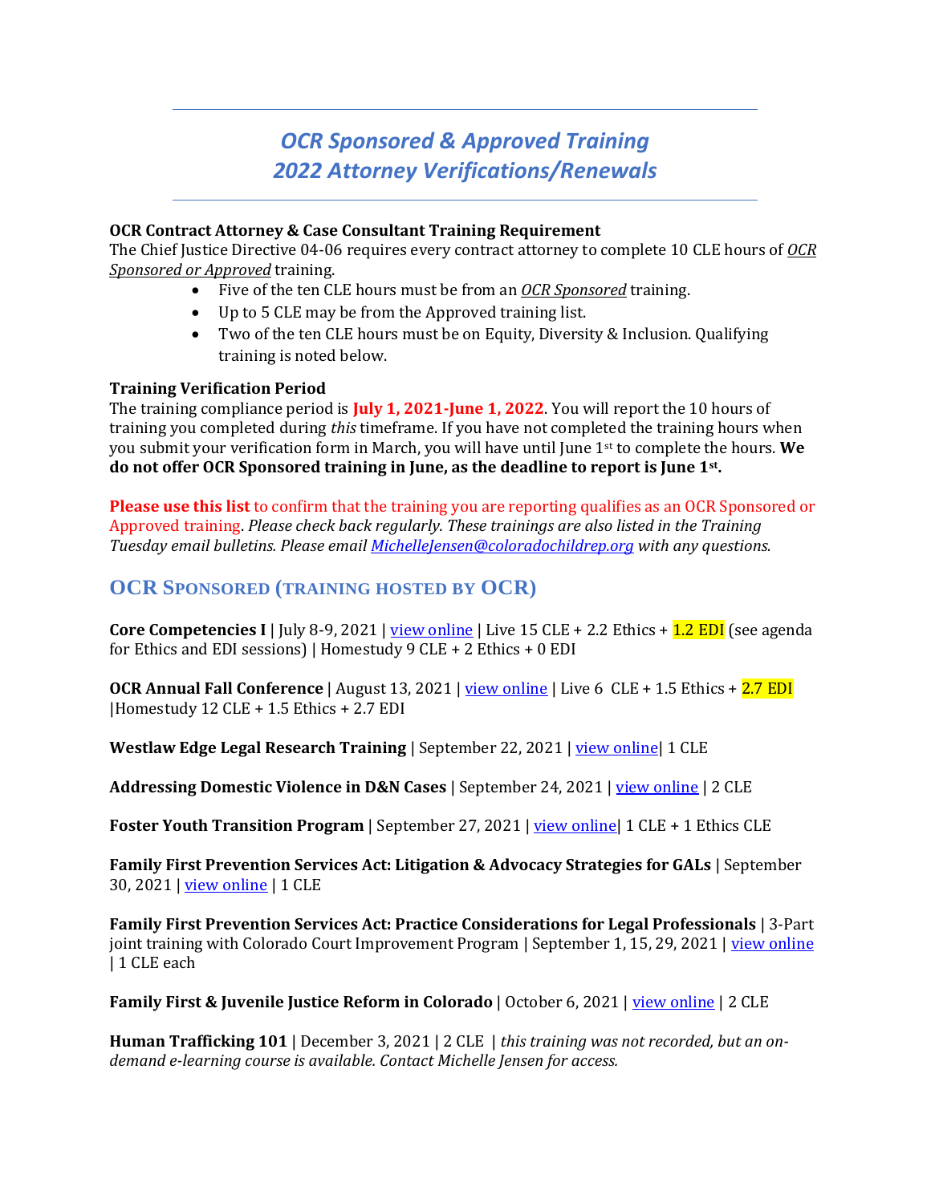# *OCR Sponsored & Approved Training*
# *2022 Attorney Verifications/Renewals*

**OCR Contract Attorney & Case Consultant Training Requirement**
The Chief Justice Directive 04-06 requires every contract attorney to complete 10 CLE hours of *OCR Sponsored or Approved* training.

- Five of the ten CLE hours must be from an *OCR Sponsored* training.
- Up to 5 CLE may be from the Approved training list.
- Two of the ten CLE hours must be on Equity, Diversity & Inclusion. Qualifying training is noted below.

**Training Verification Period**
The training compliance period is **July 1, 2021-June 1, 2022**. You will report the 10 hours of training you completed during *this* timeframe. If you have not completed the training hours when you submit your verification form in March, you will have until June 1st to complete the hours. **We do not offer OCR Sponsored training in June, as the deadline to report is June 1st.**

**Please use this list** to confirm that the training you are reporting qualifies as an OCR Sponsored or Approved training. *Please check back regularly. These trainings are also listed in the Training Tuesday email bulletins. Please email MichelleJensen@coloradochildrep.org with any questions.*

## OCR Sponsored (Training Hosted by OCR)

**Core Competencies I** | July 8-9, 2021 | view online | Live 15 CLE + 2.2 Ethics + 1.2 EDI (see agenda for Ethics and EDI sessions) | Homestudy 9 CLE + 2 Ethics + 0 EDI

**OCR Annual Fall Conference** | August 13, 2021 | view online | Live 6 CLE + 1.5 Ethics + 2.7 EDI |Homestudy 12 CLE + 1.5 Ethics + 2.7 EDI

**Westlaw Edge Legal Research Training** | September 22, 2021 | view online| 1 CLE

**Addressing Domestic Violence in D&N Cases** | September 24, 2021 | view online | 2 CLE

**Foster Youth Transition Program** | September 27, 2021 | view online| 1 CLE + 1 Ethics CLE

**Family First Prevention Services Act: Litigation & Advocacy Strategies for GALs** | September 30, 2021 | view online | 1 CLE

**Family First Prevention Services Act: Practice Considerations for Legal Professionals** | 3-Part joint training with Colorado Court Improvement Program | September 1, 15, 29, 2021 | view online | 1 CLE each

**Family First & Juvenile Justice Reform in Colorado** | October 6, 2021 | view online | 2 CLE

**Human Trafficking 101** | December 3, 2021 | 2 CLE | *this training was not recorded, but an on-demand e-learning course is available. Contact Michelle Jensen for access.*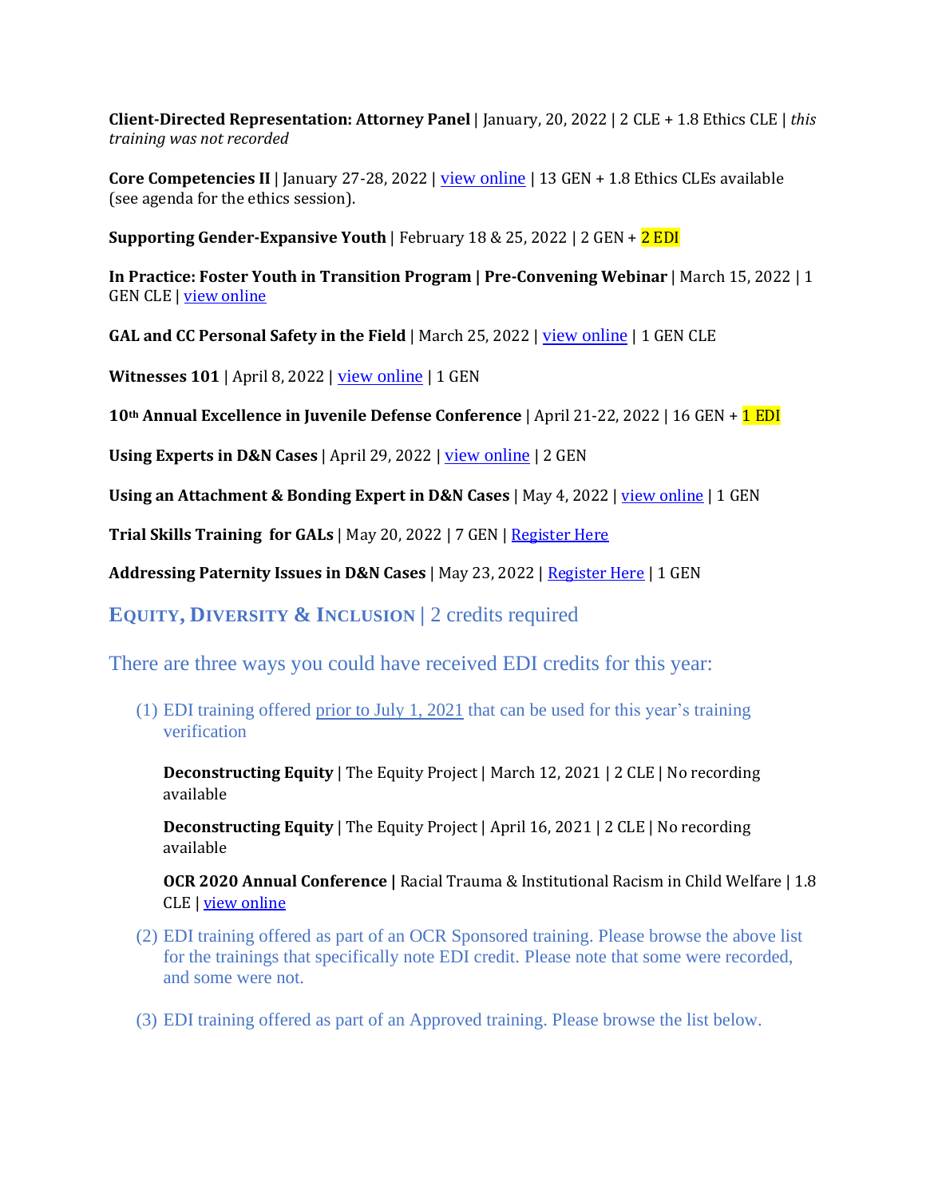**Client-Directed Representation: Attorney Panel** | January, 20, 2022 | 2 CLE + 1.8 Ethics CLE | *this training was not recorded*

**Core Competencies II** | January 27-28, 2022 | view online | 13 GEN + 1.8 Ethics CLEs available (see agenda for the ethics session).

**Supporting Gender-Expansive Youth** | February 18 & 25, 2022 | 2 GEN + 2 EDI

**In Practice: Foster Youth in Transition Program | Pre-Convening Webinar** | March 15, 2022 | 1 GEN CLE | view online

**GAL and CC Personal Safety in the Field** | March 25, 2022 | view online | 1 GEN CLE

**Witnesses 101** | April 8, 2022 | view online | 1 GEN

**10th Annual Excellence in Juvenile Defense Conference** | April 21-22, 2022 | 16 GEN + 1 EDI

**Using Experts in D&N Cases** | April 29, 2022 | view online | 2 GEN

**Using an Attachment & Bonding Expert in D&N Cases** | May 4, 2022 | view online | 1 GEN

**Trial Skills Training for GALs** | May 20, 2022 | 7 GEN | Register Here

**Addressing Paternity Issues in D&N Cases** | May 23, 2022 | Register Here | 1 GEN

## EQUITY, DIVERSITY & INCLUSION | 2 credits required

There are three ways you could have received EDI credits for this year:

(1) EDI training offered prior to July 1, 2021 that can be used for this year's training verification

**Deconstructing Equity** | The Equity Project | March 12, 2021 | 2 CLE | No recording available

**Deconstructing Equity** | The Equity Project | April 16, 2021 | 2 CLE | No recording available

**OCR 2020 Annual Conference |** Racial Trauma & Institutional Racism in Child Welfare | 1.8 CLE | view online

(2) EDI training offered as part of an OCR Sponsored training. Please browse the above list for the trainings that specifically note EDI credit. Please note that some were recorded, and some were not.

(3) EDI training offered as part of an Approved training. Please browse the list below.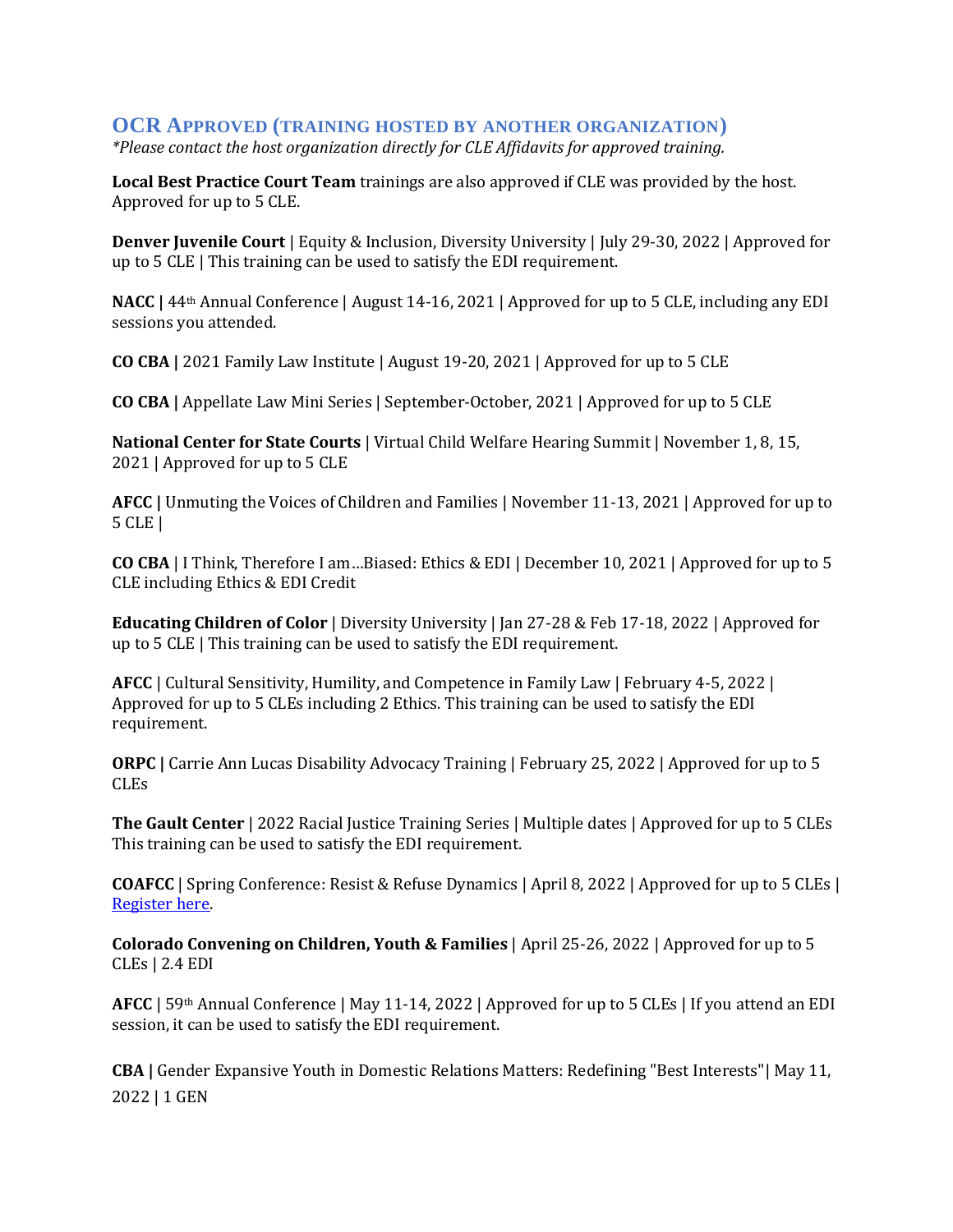## OCR Approved (training hosted by another organization)

*\*Please contact the host organization directly for CLE Affidavits for approved training.*

**Local Best Practice Court Team** trainings are also approved if CLE was provided by the host. Approved for up to 5 CLE.

**Denver Juvenile Court** | Equity & Inclusion, Diversity University | July 29-30, 2022 | Approved for up to 5 CLE | This training can be used to satisfy the EDI requirement.

**NACC |** 44th Annual Conference | August 14-16, 2021 | Approved for up to 5 CLE, including any EDI sessions you attended.

**CO CBA |** 2021 Family Law Institute | August 19-20, 2021 | Approved for up to 5 CLE

**CO CBA |** Appellate Law Mini Series | September-October, 2021 | Approved for up to 5 CLE

**National Center for State Courts** | Virtual Child Welfare Hearing Summit | November 1, 8, 15, 2021 | Approved for up to 5 CLE

**AFCC |** Unmuting the Voices of Children and Families | November 11-13, 2021 | Approved for up to 5 CLE |

**CO CBA** | I Think, Therefore I am…Biased: Ethics & EDI | December 10, 2021 | Approved for up to 5 CLE including Ethics & EDI Credit

**Educating Children of Color** | Diversity University | Jan 27-28 & Feb 17-18, 2022 | Approved for up to 5 CLE | This training can be used to satisfy the EDI requirement.

**AFCC** | Cultural Sensitivity, Humility, and Competence in Family Law | February 4-5, 2022 | Approved for up to 5 CLEs including 2 Ethics. This training can be used to satisfy the EDI requirement.

**ORPC |** Carrie Ann Lucas Disability Advocacy Training | February 25, 2022 | Approved for up to 5 CLEs

**The Gault Center** | 2022 Racial Justice Training Series | Multiple dates | Approved for up to 5 CLEs This training can be used to satisfy the EDI requirement.

**COAFCC** | Spring Conference: Resist & Refuse Dynamics | April 8, 2022 | Approved for up to 5 CLEs | Register here.

**Colorado Convening on Children, Youth & Families** | April 25-26, 2022 | Approved for up to 5 CLEs | 2.4 EDI

**AFCC** | 59th Annual Conference | May 11-14, 2022 | Approved for up to 5 CLEs | If you attend an EDI session, it can be used to satisfy the EDI requirement.

**CBA |** Gender Expansive Youth in Domestic Relations Matters: Redefining "Best Interests"| May 11, 2022 | 1 GEN